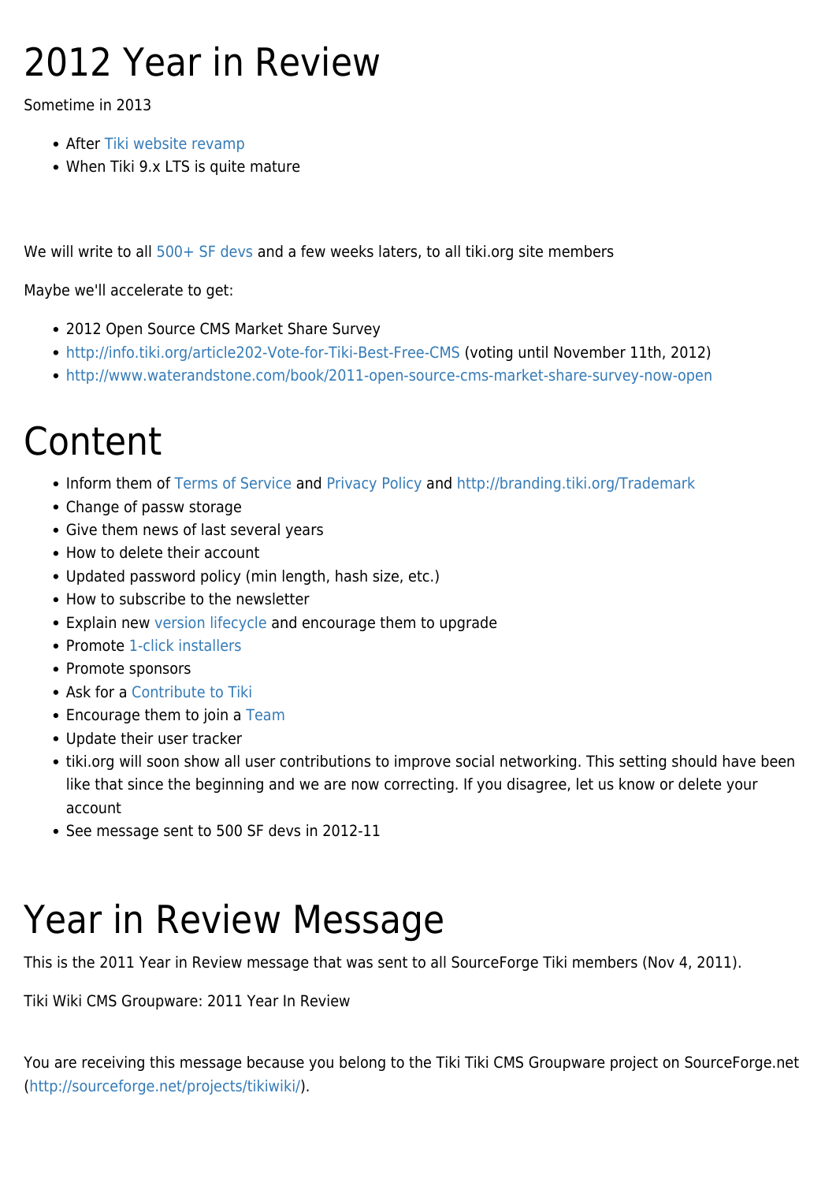# 2012 Year in Review

Sometime in 2013

- After Tiki website revamp
- When Tiki 9.x LTS is quite mature

We will write to all 500+ SF devs and a few weeks laters, to all tiki.org site members

Maybe we'll accelerate to get:

- 2012 Open Source CMS Market Share Survey
- http://info.tiki.org/article202-Vote-for-Tiki-Best-Free-CMS (voting until November 11th, 2012)
- http://www.waterandstone.com/book/2011-open-source-cms-market-share-survey-now-open

# Content

- Inform them of Terms of Service and Privacy Policy and http://branding.tiki.org/Trademark
- Change of passw storage
- Give them news of last several years
- How to delete their account
- Updated password policy (min length, hash size, etc.)
- How to subscribe to the newsletter
- Explain new version lifecycle and encourage them to upgrade
- Promote 1-click installers
- Promote sponsors
- Ask for a Contribute to Tiki
- Encourage them to join a Team
- Update their user tracker
- tiki.org will soon show all user contributions to improve social networking. This setting should have been like that since the beginning and we are now correcting. If you disagree, let us know or delete your account
- See message sent to 500 SF devs in 2012-11

# Year in Review Message

This is the 2011 Year in Review message that was sent to all SourceForge Tiki members (Nov 4, 2011).

Tiki Wiki CMS Groupware: 2011 Year In Review

You are receiving this message because you belong to the Tiki Tiki CMS Groupware project on SourceForge.net (http://sourceforge.net/projects/tikiwiki/).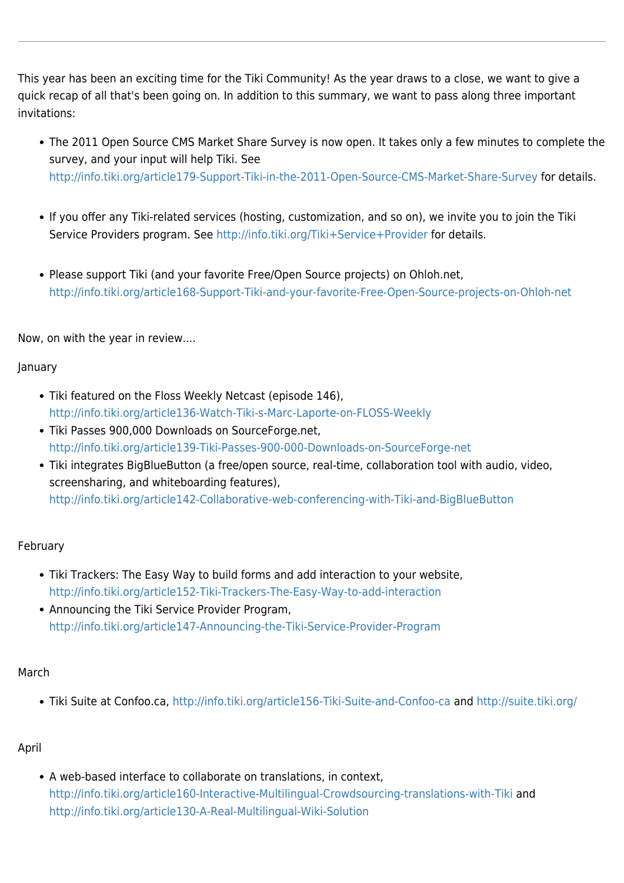This year has been an exciting time for the Tiki Community! As the year draws to a close, we want to give a quick recap of all that's been going on. In addition to this summary, we want to pass along three important invitations:

- The 2011 Open Source CMS Market Share Survey is now open. It takes only a few minutes to complete the survey, and your input will help Tiki. See http://info.tiki.org/article179-Support-Tiki-in-the-2011-Open-Source-CMS-Market-Share-Survey for details.

- If you offer any Tiki-related services (hosting, customization, and so on), we invite you to join the Tiki Service Providers program. See http://info.tiki.org/Tiki+Service+Provider for details.

- Please support Tiki (and your favorite Free/Open Source projects) on Ohloh.net, http://info.tiki.org/article168-Support-Tiki-and-your-favorite-Free-Open-Source-projects-on-Ohloh-net

Now, on with the year in review....

January

- Tiki featured on the Floss Weekly Netcast (episode 146), http://info.tiki.org/article136-Watch-Tiki-s-Marc-Laporte-on-FLOSS-Weekly
- Tiki Passes 900,000 Downloads on SourceForge.net, http://info.tiki.org/article139-Tiki-Passes-900-000-Downloads-on-SourceForge-net
- Tiki integrates BigBlueButton (a free/open source, real-time, collaboration tool with audio, video, screensharing, and whiteboarding features), http://info.tiki.org/article142-Collaborative-web-conferencing-with-Tiki-and-BigBlueButton

February

- Tiki Trackers: The Easy Way to build forms and add interaction to your website, http://info.tiki.org/article152-Tiki-Trackers-The-Easy-Way-to-add-interaction
- Announcing the Tiki Service Provider Program, http://info.tiki.org/article147-Announcing-the-Tiki-Service-Provider-Program

March

- Tiki Suite at Confoo.ca, http://info.tiki.org/article156-Tiki-Suite-and-Confoo-ca and http://suite.tiki.org/

April

- A web-based interface to collaborate on translations, in context, http://info.tiki.org/article160-Interactive-Multilingual-Crowdsourcing-translations-with-Tiki and http://info.tiki.org/article130-A-Real-Multilingual-Wiki-Solution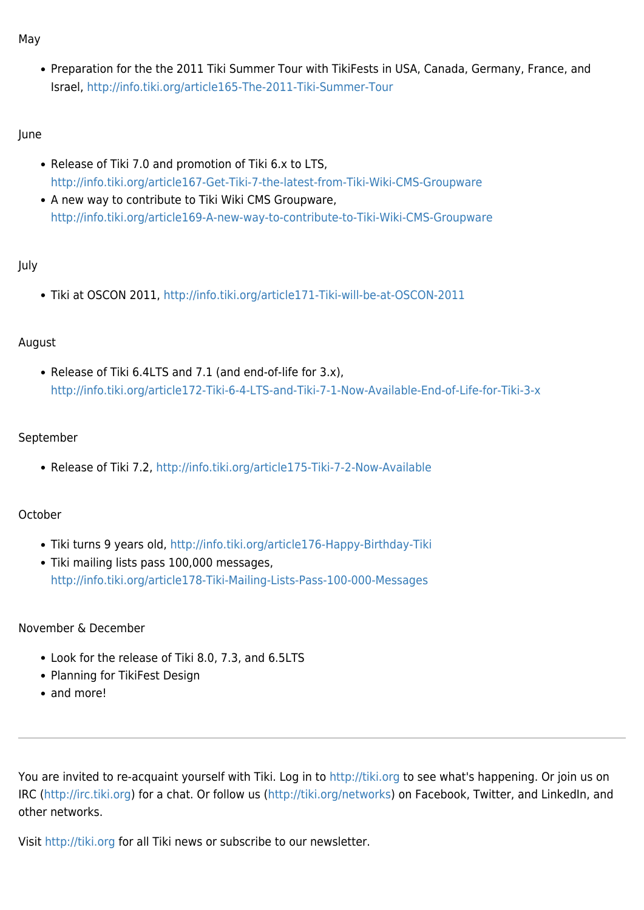May

- Preparation for the the 2011 Tiki Summer Tour with TikiFests in USA, Canada, Germany, France, and Israel, http://info.tiki.org/article165-The-2011-Tiki-Summer-Tour

June

- Release of Tiki 7.0 and promotion of Tiki 6.x to LTS, http://info.tiki.org/article167-Get-Tiki-7-the-latest-from-Tiki-Wiki-CMS-Groupware
- A new way to contribute to Tiki Wiki CMS Groupware, http://info.tiki.org/article169-A-new-way-to-contribute-to-Tiki-Wiki-CMS-Groupware

July

- Tiki at OSCON 2011, http://info.tiki.org/article171-Tiki-will-be-at-OSCON-2011

August

- Release of Tiki 6.4LTS and 7.1 (and end-of-life for 3.x), http://info.tiki.org/article172-Tiki-6-4-LTS-and-Tiki-7-1-Now-Available-End-of-Life-for-Tiki-3-x

September

- Release of Tiki 7.2, http://info.tiki.org/article175-Tiki-7-2-Now-Available

October

- Tiki turns 9 years old, http://info.tiki.org/article176-Happy-Birthday-Tiki
- Tiki mailing lists pass 100,000 messages, http://info.tiki.org/article178-Tiki-Mailing-Lists-Pass-100-000-Messages

November & December

- Look for the release of Tiki 8.0, 7.3, and 6.5LTS
- Planning for TikiFest Design
- and more!

---

You are invited to re-acquaint yourself with Tiki. Log in to http://tiki.org to see what's happening. Or join us on IRC (http://irc.tiki.org) for a chat. Or follow us (http://tiki.org/networks) on Facebook, Twitter, and LinkedIn, and other networks.

Visit http://tiki.org for all Tiki news or subscribe to our newsletter.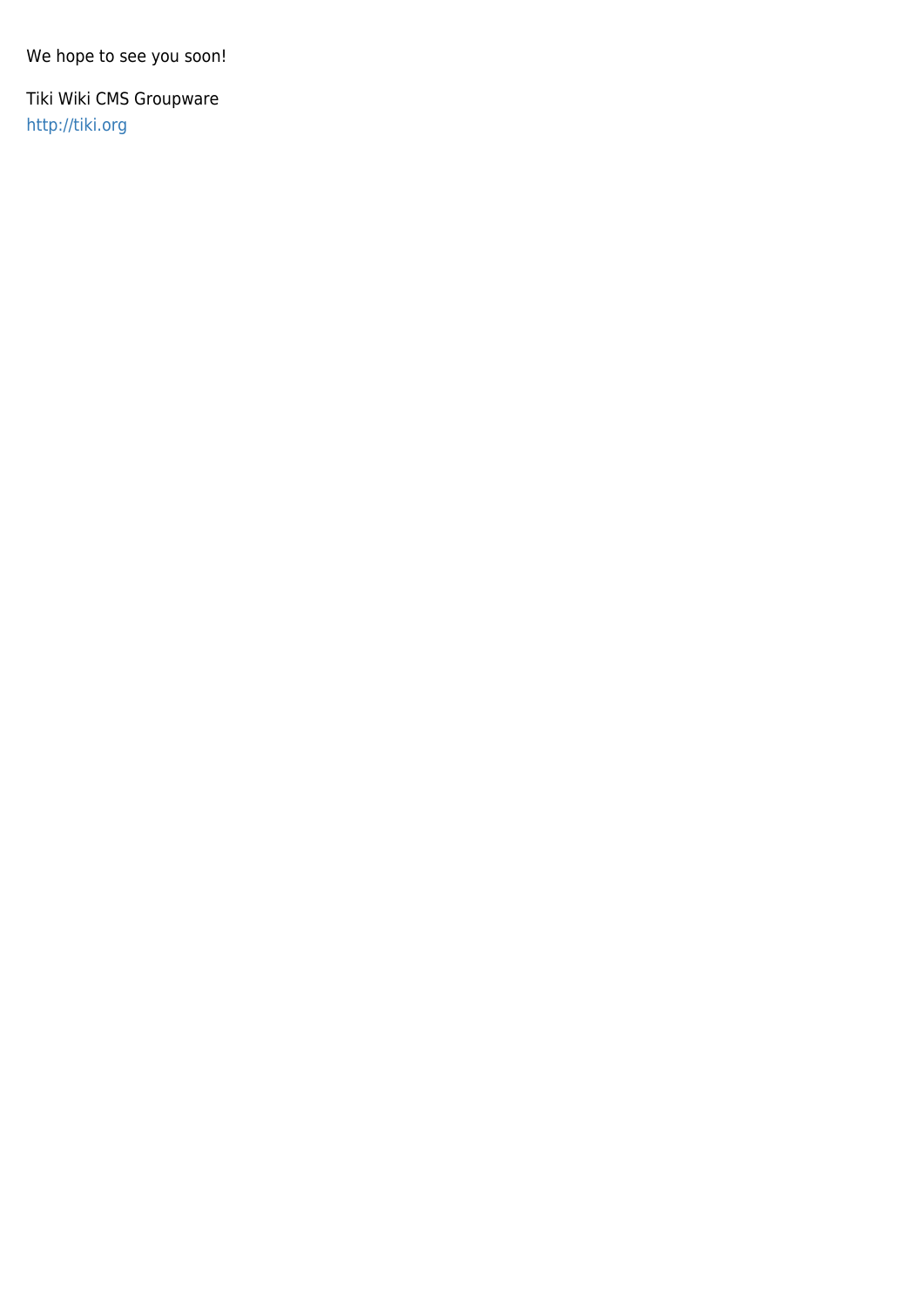We hope to see you soon!

Tiki Wiki CMS Groupware
http://tiki.org